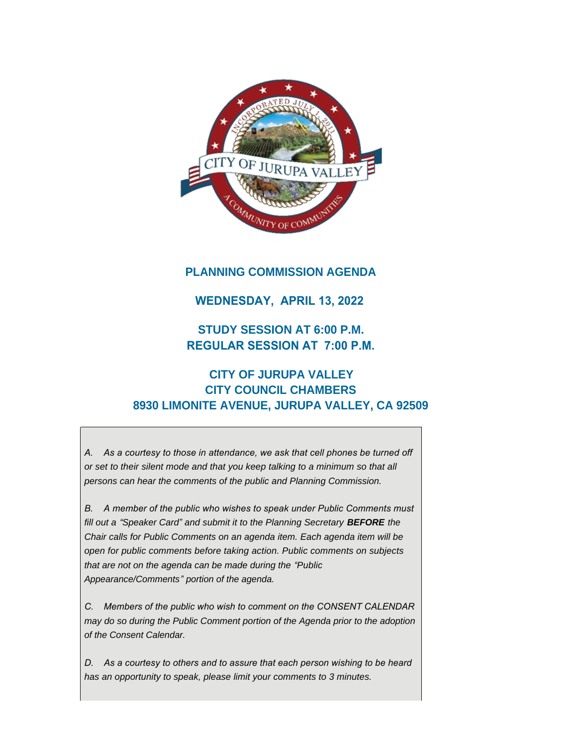# PLANNING COMMISSION AGENDA

## WEDNESDAY, APRIL 13, 2022

## STUDY SESSION AT 6:00 P.M.
## REGULAR SESSION AT 7:00 P.M.

## CITY OF JURUPA VALLEY
## CITY COUNCIL CHAMBERS
## 8930 LIMONITE AVENUE, JURUPA VALLEY, CA 92509

*A. As a courtesy to those in attendance, we ask that cell phones be turned off or set to their silent mode and that you keep talking to a minimum so that all persons can hear the comments of the public and Planning Commission.*

*B. A member of the public who wishes to speak under Public Comments must fill out a "Speaker Card" and submit it to the Planning Secretary* ***BEFORE*** *the Chair calls for Public Comments on an agenda item. Each agenda item will be open for public comments before taking action. Public comments on subjects that are not on the agenda can be made during the "Public Appearance/Comments" portion of the agenda.*

*C. Members of the public who wish to comment on the CONSENT CALENDAR may do so during the Public Comment portion of the Agenda prior to the adoption of the Consent Calendar.*

*D. As a courtesy to others and to assure that each person wishing to be heard has an opportunity to speak, please limit your comments to 3 minutes.*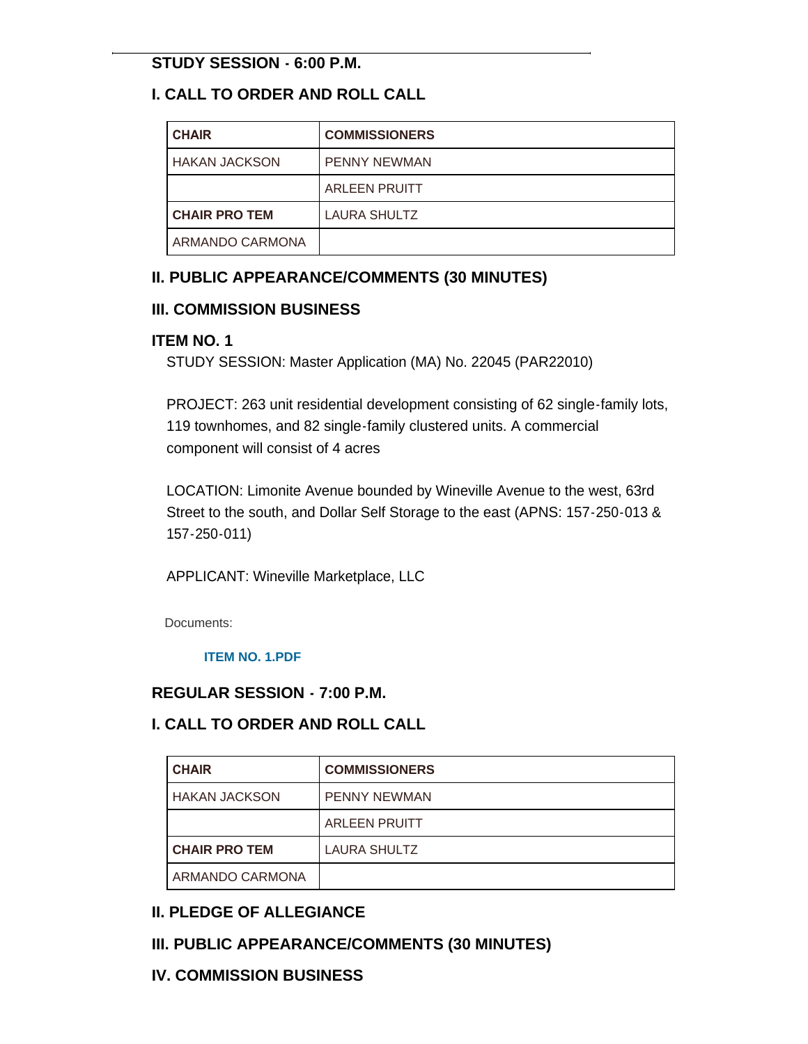## STUDY SESSION - 6:00 P.M.

### I. CALL TO ORDER AND ROLL CALL

| **CHAIR** | **COMMISSIONERS** |
|---|---|
| HAKAN JACKSON | PENNY NEWMAN |
| | ARLEEN PRUITT |
| **CHAIR PRO TEM** | LAURA SHULTZ |
| ARMANDO CARMONA | |

### II. PUBLIC APPEARANCE/COMMENTS (30 MINUTES)

### III. COMMISSION BUSINESS

#### ITEM NO. 1

STUDY SESSION: Master Application (MA) No. 22045 (PAR22010)

PROJECT: 263 unit residential development consisting of 62 single-family lots, 119 townhomes, and 82 single-family clustered units. A commercial component will consist of 4 acres

LOCATION: Limonite Avenue bounded by Wineville Avenue to the west, 63rd Street to the south, and Dollar Self Storage to the east (APNS: 157-250-013 & 157-250-011)

APPLICANT: Wineville Marketplace, LLC

Documents:

**ITEM NO. 1.PDF**

## REGULAR SESSION - 7:00 P.M.

### I. CALL TO ORDER AND ROLL CALL

| **CHAIR** | **COMMISSIONERS** |
|---|---|
| HAKAN JACKSON | PENNY NEWMAN |
| | ARLEEN PRUITT |
| **CHAIR PRO TEM** | LAURA SHULTZ |
| ARMANDO CARMONA | |

### II. PLEDGE OF ALLEGIANCE

### III. PUBLIC APPEARANCE/COMMENTS (30 MINUTES)

### IV. COMMISSION BUSINESS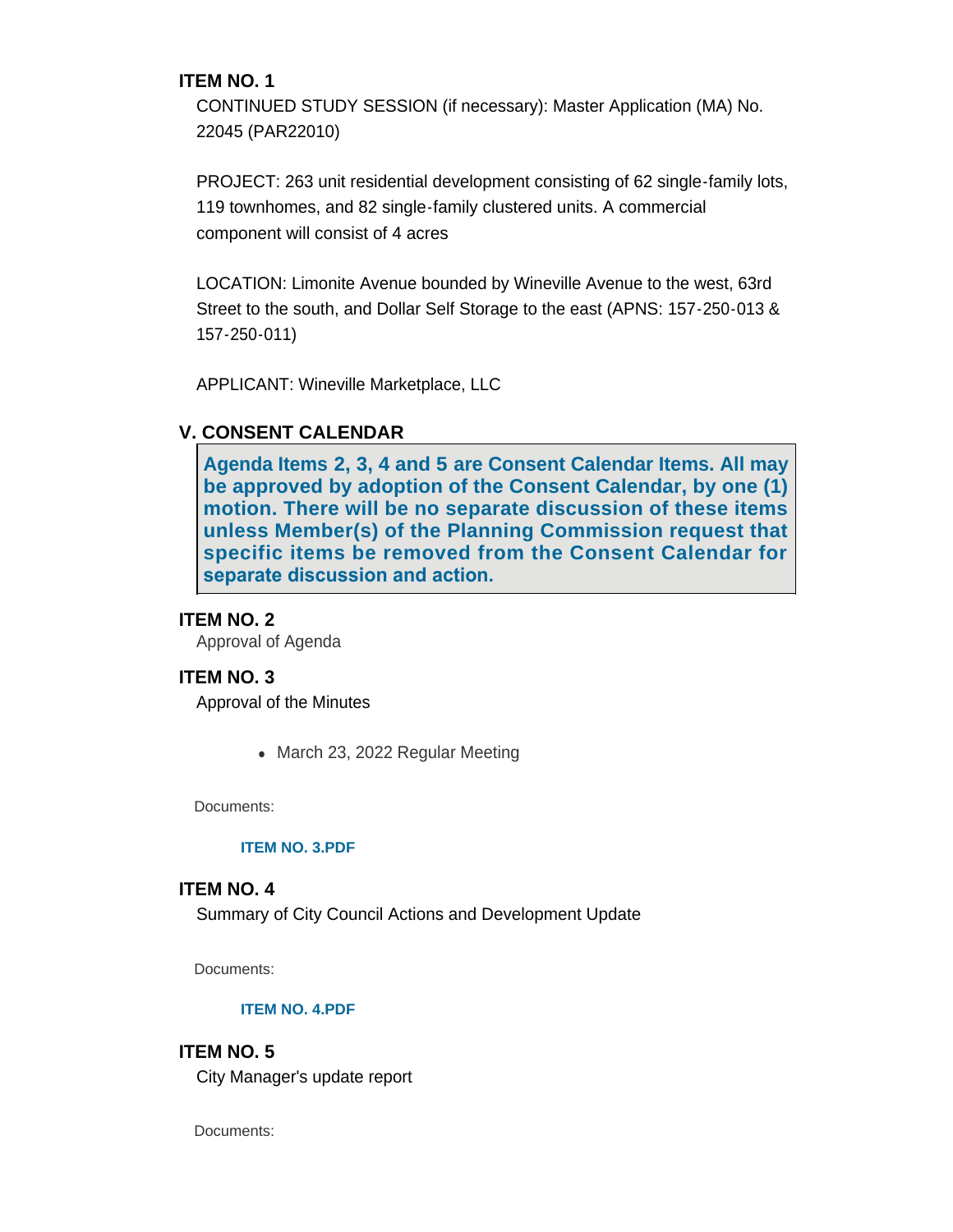### ITEM NO. 1

CONTINUED STUDY SESSION (if necessary): Master Application (MA) No. 22045 (PAR22010)

PROJECT: 263 unit residential development consisting of 62 single-family lots, 119 townhomes, and 82 single-family clustered units. A commercial component will consist of 4 acres

LOCATION: Limonite Avenue bounded by Wineville Avenue to the west, 63rd Street to the south, and Dollar Self Storage to the east (APNS: 157-250-013 & 157-250-011)

APPLICANT: Wineville Marketplace, LLC

## V. CONSENT CALENDAR

**Agenda Items 2, 3, 4 and 5 are Consent Calendar Items. All may be approved by adoption of the Consent Calendar, by one (1) motion. There will be no separate discussion of these items unless Member(s) of the Planning Commission request that specific items be removed from the Consent Calendar for separate discussion and action.**

### ITEM NO. 2

Approval of Agenda

### ITEM NO. 3

Approval of the Minutes

- March 23, 2022 Regular Meeting

Documents:

**ITEM NO. 3.PDF**

### ITEM NO. 4

Summary of City Council Actions and Development Update

Documents:

**ITEM NO. 4.PDF**

### ITEM NO. 5

City Manager's update report

Documents: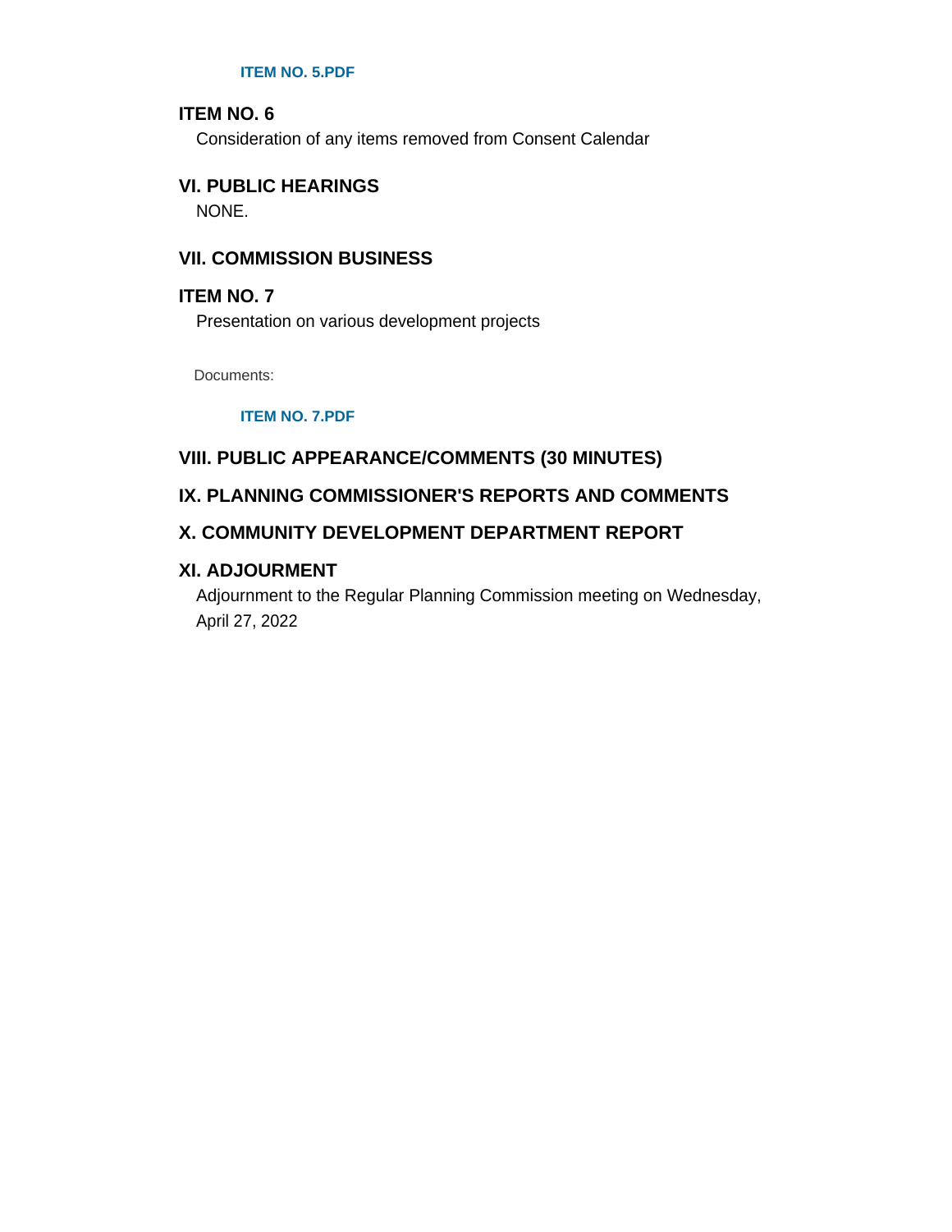**ITEM NO. 5.PDF**

## ITEM NO. 6

Consideration of any items removed from Consent Calendar

## VI. PUBLIC HEARINGS

NONE.

## VII. COMMISSION BUSINESS

## ITEM NO. 7

Presentation on various development projects

Documents:

**ITEM NO. 7.PDF**

## VIII. PUBLIC APPEARANCE/COMMENTS (30 MINUTES)

## IX. PLANNING COMMISSIONER'S REPORTS AND COMMENTS

## X. COMMUNITY DEVELOPMENT DEPARTMENT REPORT

## XI. ADJOURMENT

Adjournment to the Regular Planning Commission meeting on Wednesday, April 27, 2022